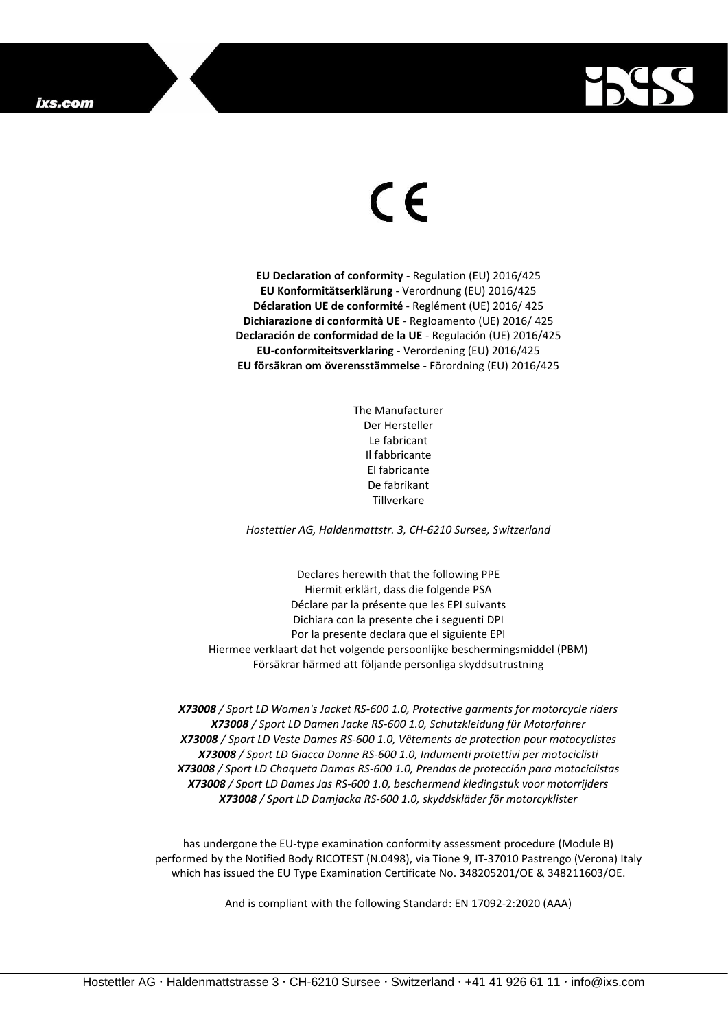ixs.com

CE

**EU Declaration of conformity** - Regulation (EU) 2016/425
**EU Konformitätserklärung** - Verordnung (EU) 2016/425
**Déclaration UE de conformité** - Reglément (UE) 2016/ 425
**Dichiarazione di conformità UE** - Regloamento (UE) 2016/ 425
**Declaración de conformidad de la UE** - Regulación (UE) 2016/425
**EU-conformiteitsverklaring** - Verordening (EU) 2016/425
**EU försäkran om överensstämmelse** - Förordning (EU) 2016/425

The Manufacturer
Der Hersteller
Le fabricant
Il fabbricante
El fabricante
De fabrikant
Tillverkare

*Hostettler AG, Haldenmattstr. 3, CH-6210 Sursee, Switzerland*

Declares herewith that the following PPE
Hiermit erklärt, dass die folgende PSA
Déclare par la présente que les EPI suivants
Dichiara con la presente che i seguenti DPI
Por la presente declara que el siguiente EPI
Hiermee verklaart dat het volgende persoonlijke beschermingsmiddel (PBM)
Försäkrar härmed att följande personliga skyddsutrustning

***X73008** / Sport LD Women's Jacket RS-600 1.0, Protective garments for motorcycle riders*
***X73008** / Sport LD Damen Jacke RS-600 1.0, Schutzkleidung für Motorfahrer*
***X73008** / Sport LD Veste Dames RS-600 1.0, Vêtements de protection pour motocyclistes*
***X73008** / Sport LD Giacca Donne RS-600 1.0, Indumenti protettivi per motociclisti*
***X73008** / Sport LD Chaqueta Damas RS-600 1.0, Prendas de protección para motociclistas*
***X73008** / Sport LD Dames Jas RS-600 1.0, beschermend kledingstuk voor motorrijders*
***X73008** / Sport LD Damjacka RS-600 1.0, skyddskläder för motorcyklister*

has undergone the EU-type examination conformity assessment procedure (Module B) performed by the Notified Body RICOTEST (N.0498), via Tione 9, IT-37010 Pastrengo (Verona) Italy which has issued the EU Type Examination Certificate No. 348205201/OE & 348211603/OE.

And is compliant with the following Standard: EN 17092-2:2020 (AAA)

Hostettler AG · Haldenmattstrasse 3 · CH-6210 Sursee · Switzerland · +41 41 926 61 11 · info@ixs.com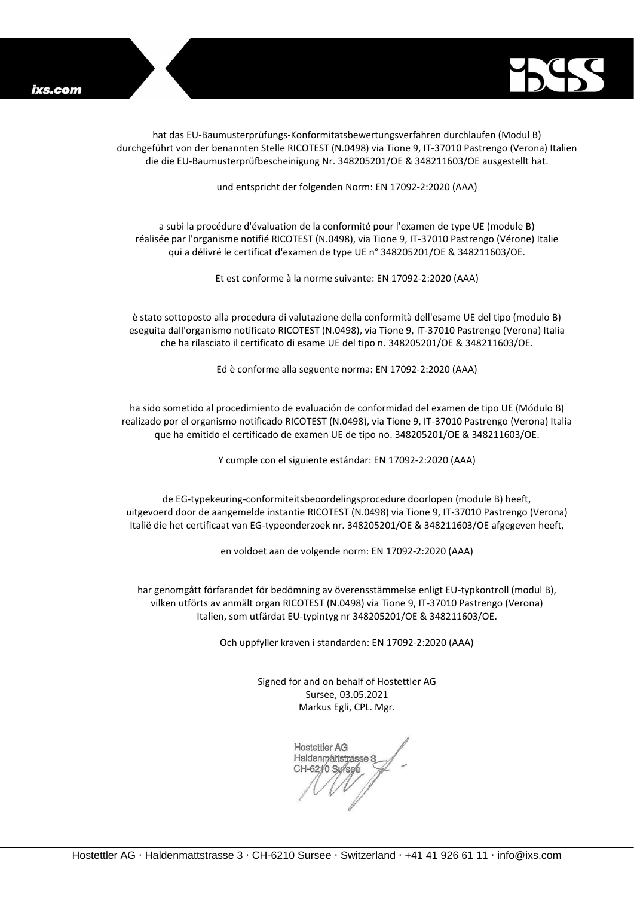hat das EU-Baumusterprüfungs-Konformitätsbewertungsverfahren durchlaufen (Modul B) durchgeführt von der benannten Stelle RICOTEST (N.0498) via Tione 9, IT-37010 Pastrengo (Verona) Italien die die EU-Baumusterprüfbescheinigung Nr. 348205201/OE & 348211603/OE ausgestellt hat.

und entspricht der folgenden Norm: EN 17092-2:2020 (AAA)

a subi la procédure d'évaluation de la conformité pour l'examen de type UE (module B) réalisée par l'organisme notifié RICOTEST (N.0498), via Tione 9, IT-37010 Pastrengo (Vérone) Italie qui a délivré le certificat d'examen de type UE n° 348205201/OE & 348211603/OE.

Et est conforme à la norme suivante: EN 17092-2:2020 (AAA)

è stato sottoposto alla procedura di valutazione della conformità dell'esame UE del tipo (modulo B) eseguita dall'organismo notificato RICOTEST (N.0498), via Tione 9, IT-37010 Pastrengo (Verona) Italia che ha rilasciato il certificato di esame UE del tipo n. 348205201/OE & 348211603/OE.

Ed è conforme alla seguente norma: EN 17092-2:2020 (AAA)

ha sido sometido al procedimiento de evaluación de conformidad del examen de tipo UE (Módulo B) realizado por el organismo notificado RICOTEST (N.0498), via Tione 9, IT-37010 Pastrengo (Verona) Italia que ha emitido el certificado de examen UE de tipo no. 348205201/OE & 348211603/OE.

Y cumple con el siguiente estándar: EN 17092-2:2020 (AAA)

de EG-typekeuring-conformiteitsbeoordelingsprocedure doorlopen (module B) heeft, uitgevoerd door de aangemelde instantie RICOTEST (N.0498) via Tione 9, IT-37010 Pastrengo (Verona) Italië die het certificaat van EG-typeonderzoek nr. 348205201/OE & 348211603/OE afgegeven heeft,

en voldoet aan de volgende norm: EN 17092-2:2020 (AAA)

har genomgått förfarandet för bedömning av överensstämmelse enligt EU-typkontroll (modul B), vilken utförts av anmält organ RICOTEST (N.0498) via Tione 9, IT-37010 Pastrengo (Verona) Italien, som utfärdat EU-typintyg nr 348205201/OE & 348211603/OE.

Och uppfyller kraven i standarden: EN 17092-2:2020 (AAA)

Signed for and on behalf of Hostettler AG
Sursee, 03.05.2021
Markus Egli, CPL. Mgr.

Hostettler AG
Haldenmattstrasse 3
CH-6210 Sursee